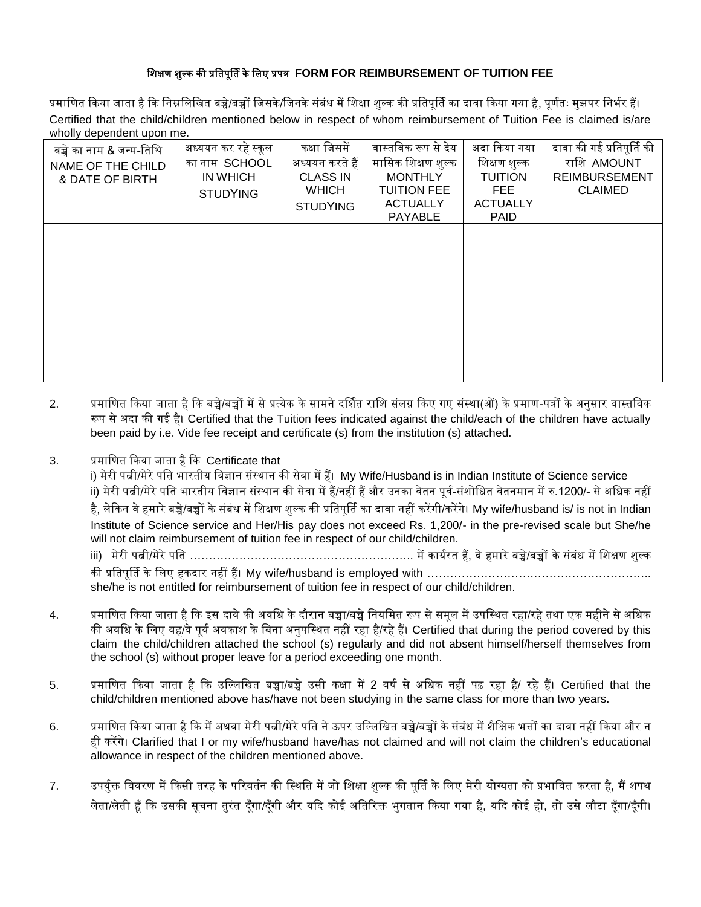## शिक्षण शुल्क की प्रतिपूर्ति के लिए प्रपत्र FORM FOR REIMBURSEMENT OF TUITION FEE

प्रमाणित किया जाता है कि निम्नलिखित बच्चे/बच्चों जिसके/जिनके संबंध में शिक्षा शुल्क की प्रतिपूर्ति का दावा किया गया है, पूर्णतः मुझपर निर्भर हैं। Certified that the child/children mentioned below in respect of whom reimbursement of Tuition Fee is claimed is/are wholly dependent upon me.

| बच्चे का नाम & जन्म-तिथि NAME OF THE CHILD & DATE OF BIRTH | अध्ययन कर रहे स्कूल का नाम SCHOOL IN WHICH STUDYING | कक्षा जिसमें अध्ययन करते हैं CLASS IN WHICH STUDYING | वास्तविक रूप से देय मासिक शिक्षण शुल्क MONTHLY TUITION FEE ACTUALLY PAYABLE | अदा किया गया शिक्षण शुल्क TUITION FEE ACTUALLY PAID | दावा की गई प्रतिपूर्ति की राशि AMOUNT REIMBURSEMENT CLAIMED |
|---|---|---|---|---|---|
| | | | | | |

2. प्रमाणित किया जाता है कि बच्चे/बच्चों में से प्रत्येक के सामने दर्शित राशि संलग्न किए गए संस्था(ओं) के प्रमाण-पत्रों के अनुसार वास्तविक रूप से अदा की गई है। Certified that the Tuition fees indicated against the child/each of the children have actually been paid by i.e. Vide fee receipt and certificate (s) from the institution (s) attached.

3. प्रमाणित किया जाता है कि Certificate that

   i) मेरी पत्नी/मेरे पति भारतीय विज्ञान संस्थान की सेवा में हैं। My Wife/Husband is in Indian Institute of Science service

   ii) मेरी पत्नी/मेरे पति भारतीय विज्ञान संस्थान की सेवा में हैं/नहीं हैं और उनका वेतन पूर्व-संशोधित वेतनमान में रु.1200/- से अधिक नहीं है, लेकिन वे हमारे बच्चे/बच्चों के संबंध में शिक्षण शुल्क की प्रतिपूर्ति का दावा नहीं करेंगी/करेंगे। My wife/husband is/ is not in Indian Institute of Science service and Her/His pay does not exceed Rs. 1,200/- in the pre-revised scale but She/he will not claim reimbursement of tuition fee in respect of our child/children.

   iii) मेरी पत्नी/मेरे पति ………………………………………………….. में कार्यरत हैं, वे हमारे बच्चे/बच्चों के संबंध में शिक्षण शुल्क की प्रतिपूर्ति के लिए हकदार नहीं हैं। My wife/husband is employed with ………………………………………………….. she/he is not entitled for reimbursement of tuition fee in respect of our child/children.

4. प्रमाणित किया जाता है कि इस दावे की अवधि के दौरान बच्चा/बच्चे नियमित रूप से समूल में उपस्थित रहा/रहे तथा एक महीने से अधिक की अवधि के लिए वह/वे पूर्व अवकाश के बिना अनुपस्थित नहीं रहा है/रहे हैं। Certified that during the period covered by this claim the child/children attached the school (s) regularly and did not absent himself/herself themselves from the school (s) without proper leave for a period exceeding one month.

5. प्रमाणित किया जाता है कि उल्लिखित बच्चा/बच्चे उसी कक्षा में 2 वर्ष से अधिक नहीं पढ़ रहा है/ रहे हैं। Certified that the child/children mentioned above has/have not been studying in the same class for more than two years.

6. प्रमाणित किया जाता है कि में अथवा मेरी पत्नी/मेरे पति ने ऊपर उल्लिखित बच्चे/बच्चों के संबंध में शैक्षिक भत्तों का दावा नहीं किया और न ही करेंगे। Clarified that I or my wife/husband have/has not claimed and will not claim the children's educational allowance in respect of the children mentioned above.

7. उपर्युक्त विवरण में किसी तरह के परिवर्तन की स्थिति में जो शिक्षा शुल्क की पूर्ति के लिए मेरी योग्यता को प्रभावित करता है, मैं शपथ लेता/लेती हूँ कि उसकी सूचना तुरंत दूँगा/दूँगी और यदि कोई अतिरिक्त भुगतान किया गया है, यदि कोई हो, तो उसे लौटा दूँगा/दूँगी।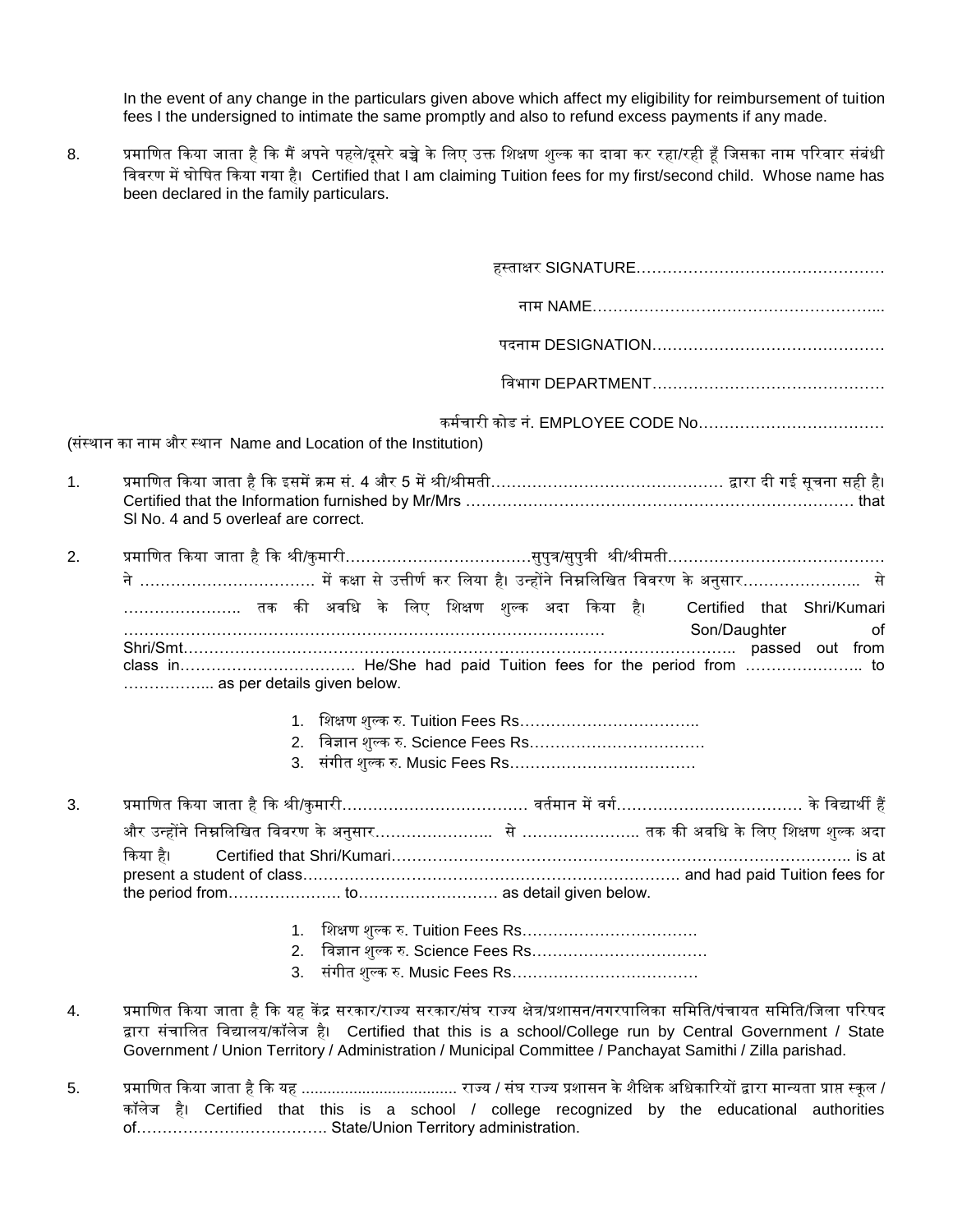In the event of any change in the particulars given above which affect my eligibility for reimbursement of tuition fees I the undersigned to intimate the same promptly and also to refund excess payments if any made.

8. प्रमाणित किया जाता है कि मैं अपने पहले/दूसरे बच्चे के लिए उक्त शिक्षण शुल्क का दावा कर रहा/रही हूँ जिसका नाम परिवार संबंधी विवरण में घोषित किया गया है। Certified that I am claiming Tuition fees for my first/second child. Whose name has been declared in the family particulars.

हस्ताक्षर SIGNATURE…………………………………………

नाम NAME………………………………………………...

पदनाम DESIGNATION………………………………………

विभाग DEPARTMENT………………………………………

कर्मचारी कोड नं. EMPLOYEE CODE No………………………………

(संस्थान का नाम और स्थान Name and Location of the Institution)

1. प्रमाणित किया जाता है कि इसमें क्रम सं. 4 और 5 में श्री/श्रीमती……………………………………… द्वारा दी गई सूचना सही है। Certified that the Information furnished by Mr/Mrs …………………………………………………………………… that Sl No. 4 and 5 overleaf are correct.

2. प्रमाणित किया जाता है कि श्री/कुमारी………………………………सुपुत्र/सुपुत्री श्री/श्रीमती…………………………………… ने …………………………… में कक्षा से उत्तीर्ण कर लिया है। उन्होंने निम्नलिखित विवरण के अनुसार………………….. से ………………….. तक की अवधि के लिए शिक्षण शुल्क अदा किया है। Certified that Shri/Kumari ……………………………………………………………………………… Son/Daughter of Shri/Smt…………………………………………………………………………………………….. passed out from class in……………………………. He/She had paid Tuition fees for the period from ………………….. to …………….. as per details given below.

   1. शिक्षण शुल्क रु. Tuition Fees Rs……………………………..
   2. विज्ञान शुल्क रु. Science Fees Rs……………………………
   3. संगीत शुल्क रु. Music Fees Rs………………………………

3. प्रमाणित किया जाता है कि श्री/कुमारी……………………………… वर्तमान में वर्ग……………………………… के विद्यार्थी हैं और उन्होंने निम्नलिखित विवरण के अनुसार………………….. से ………………….. तक की अवधि के लिए शिक्षण शुल्क अदा किया है। Certified that Shri/Kumari………………………………………………………………………….. is at present a student of class……………………………………………………………. and had paid Tuition fees for the period from…………………. to……………………… as detail given below.

   1. शिक्षण शुल्क रु. Tuition Fees Rs……………………………
   2. विज्ञान शुल्क रु. Science Fees Rs……………………………
   3. संगीत शुल्क रु. Music Fees Rs………………………………

4. प्रमाणित किया जाता है कि यह केंद्र सरकार/राज्य सरकार/संघ राज्य क्षेत्र/प्रशासन/नगरपालिका समिति/पंचायत समिति/जिला परिषद द्वारा संचालित विद्यालय/कॉलेज है। Certified that this is a school/College run by Central Government / State Government / Union Territory / Administration / Municipal Committee / Panchayat Samithi / Zilla parishad.

5. प्रमाणित किया जाता है कि यह .................................. राज्य / संघ राज्य प्रशासन के शैक्षिक अधिकारियों द्वारा मान्यता प्राप्त स्कूल / कॉलेज है। Certified that this is a school / college recognized by the educational authorities of………………………………. State/Union Territory administration.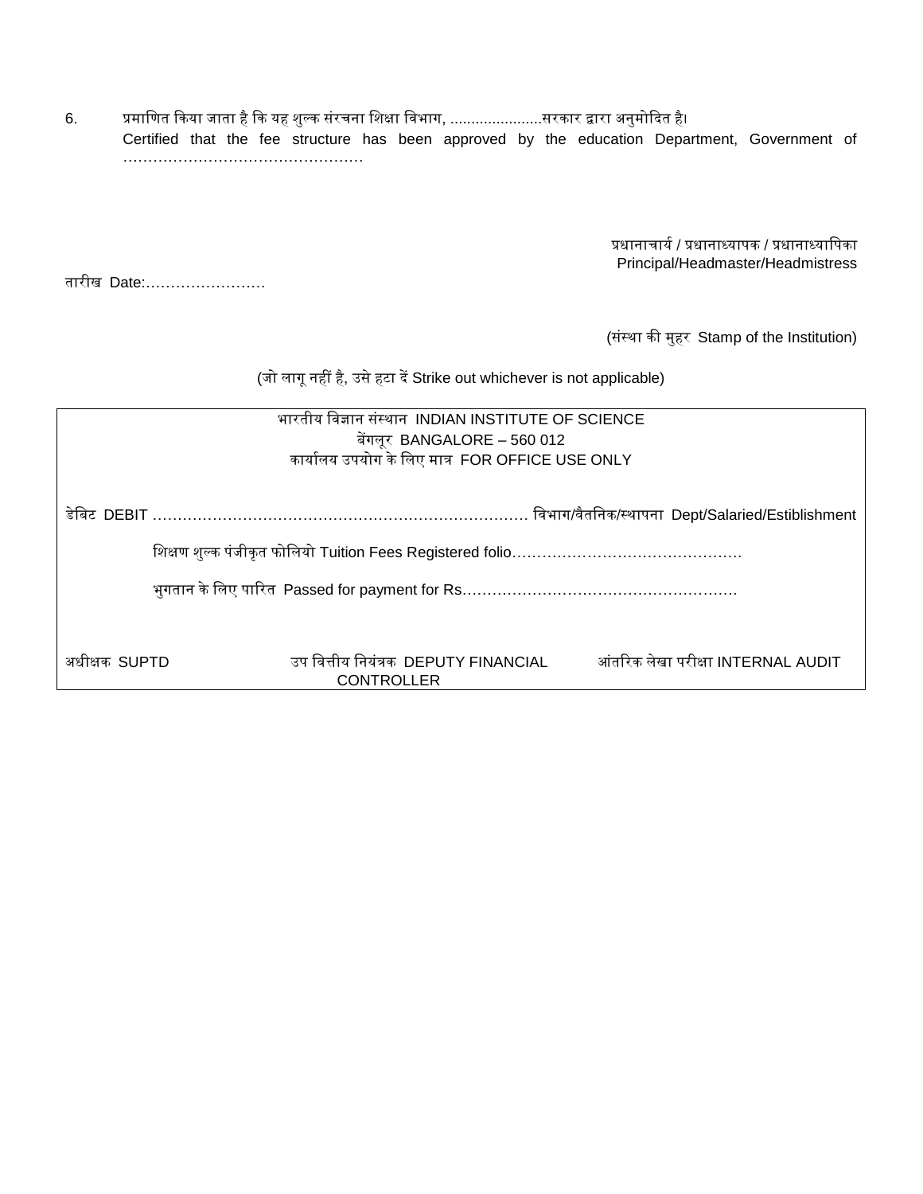6. प्रमाणित किया जाता है कि यह शुल्क संरचना शिक्षा विभाग, .....................सरकार द्वारा अनुमोदित है।
   Certified that the fee structure has been approved by the education Department, Government of …………………………………………

प्रधानाचार्य / प्रधानाध्यापक / प्रधानाध्यापिका
Principal/Headmaster/Headmistress

तारीख Date:……………………

(संस्था की मुहर Stamp of the Institution)

(जो लागू नहीं है, उसे हटा दें Strike out whichever is not applicable)

---

भारतीय विज्ञान संस्थान INDIAN INSTITUTE OF SCIENCE
बेंगलूर BANGALORE – 560 012
कार्यालय उपयोग के लिए मात्र FOR OFFICE USE ONLY

डेबिट DEBIT ………………………………………………………………… विभाग/वैतनिक/स्थापना Dept/Salaried/Estiblishment

शिक्षण शुल्क पंजीकृत फोलियो Tuition Fees Registered folio………………………………………

भुगतान के लिए पारित Passed for payment for Rs………………………………………………

| | | |
|---|---|---|
| अधीक्षक SUPTD | उप वित्तीय नियंत्रक DEPUTY FINANCIAL CONTROLLER | आंतरिक लेखा परीक्षा INTERNAL AUDIT |